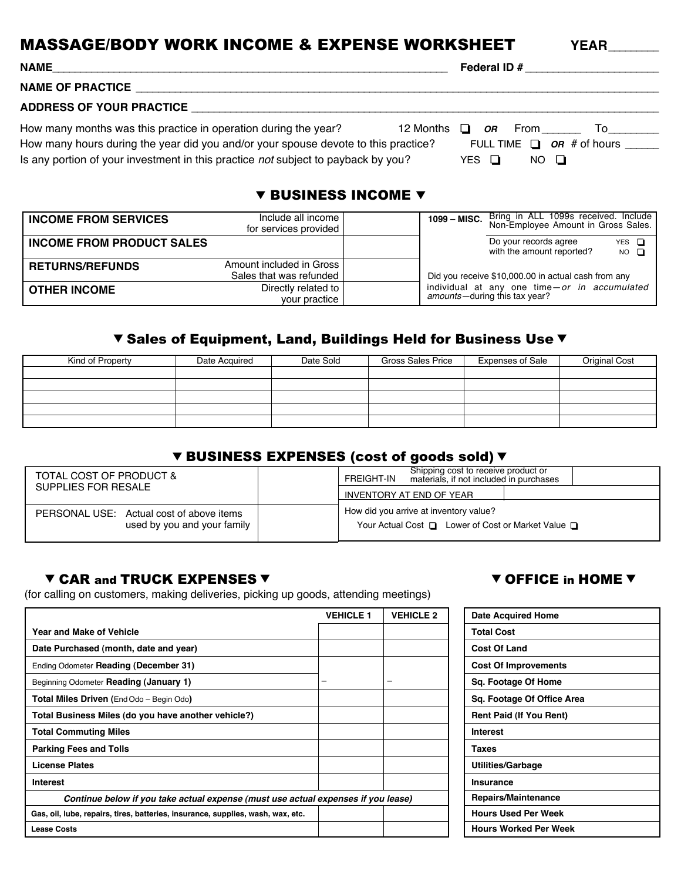# MASSAGE/BODY WORK INCOME & EXPENSE WORKSHEET

**YEAR**_______

**NAME**_______________________________________________ **Federal ID #** ____________________

**NAME OF PRACTICE** _______________________________________________________________

**ADDRESS OF YOUR PRACTICE** _______________________________________________________

How many months was this practice in operation during the year? 12 Months ❑ ***OR*** From______ To________

How many hours during the year did you and/or your spouse devote to this practice? FULL TIME ❑ ***OR*** # of hours _____

Is any portion of your investment in this practice *not* subject to payback by you? YES ❑ NO ❑

## ▼ BUSINESS INCOME ▼

| | | | |
|---|---|---|---|
| **INCOME FROM SERVICES** | Include all income for services provided | | **1099 – MISC.** Bring in ALL 1099s received. Include Non-Employee Amount in Gross Sales. |
| **INCOME FROM PRODUCT SALES** | | | Do your records agree with the amount reported? YES ❑ NO ❑ |
| **RETURNS/REFUNDS** | Amount included in Gross Sales that was refunded | | Did you receive $10,000.00 in actual cash from any individual at any one time—*or in accumulated amounts*—during this tax year? |
| **OTHER INCOME** | Directly related to your practice | | |

## ▼ Sales of Equipment, Land, Buildings Held for Business Use ▼

| Kind of Property | Date Acquired | Date Sold | Gross Sales Price | Expenses of Sale | Original Cost |
|---|---|---|---|---|---|
| | | | | | |
| | | | | | |
| | | | | | |
| | | | | | |
| | | | | | |

## ▼ BUSINESS EXPENSES (cost of goods sold) ▼

| | | | |
|---|---|---|---|
| TOTAL COST OF PRODUCT & SUPPLIES FOR RESALE | | FREIGHT-IN Shipping cost to receive product or materials, if not included in purchases | |
| | | INVENTORY AT END OF YEAR | |
| PERSONAL USE: Actual cost of above items used by you and your family | | How did you arrive at inventory value? Your Actual Cost ❑ Lower of Cost or Market Value ❑ | |

## ▼ CAR and TRUCK EXPENSES ▼

(for calling on customers, making deliveries, picking up goods, attending meetings)

| | VEHICLE 1 | VEHICLE 2 |
|---|---|---|
| **Year and Make of Vehicle** | | |
| **Date Purchased (month, date and year)** | | |
| Ending Odometer **Reading (December 31)** | | |
| Beginning Odometer **Reading (January 1)** | – | – |
| **Total Miles Driven** (End Odo – Begin Odo) | | |
| **Total Business Miles (do you have another vehicle?)** | | |
| **Total Commuting Miles** | | |
| **Parking Fees and Tolls** | | |
| **License Plates** | | |
| **Interest** | | |
| ***Continue below if you take actual expense (must use actual expenses if you lease)*** | | |
| **Gas, oil, lube, repairs, tires, batteries, insurance, supplies, wash, wax, etc.** | | |
| **Lease Costs** | | |

## ▼ OFFICE in HOME ▼

| | |
|---|---|
| **Date Acquired Home** | |
| **Total Cost** | |
| **Cost Of Land** | |
| **Cost Of Improvements** | |
| **Sq. Footage Of Home** | |
| **Sq. Footage Of Office Area** | |
| **Rent Paid (If You Rent)** | |
| **Interest** | |
| **Taxes** | |
| **Utilities/Garbage** | |
| **Insurance** | |
| **Repairs/Maintenance** | |
| **Hours Used Per Week** | |
| **Hours Worked Per Week** | |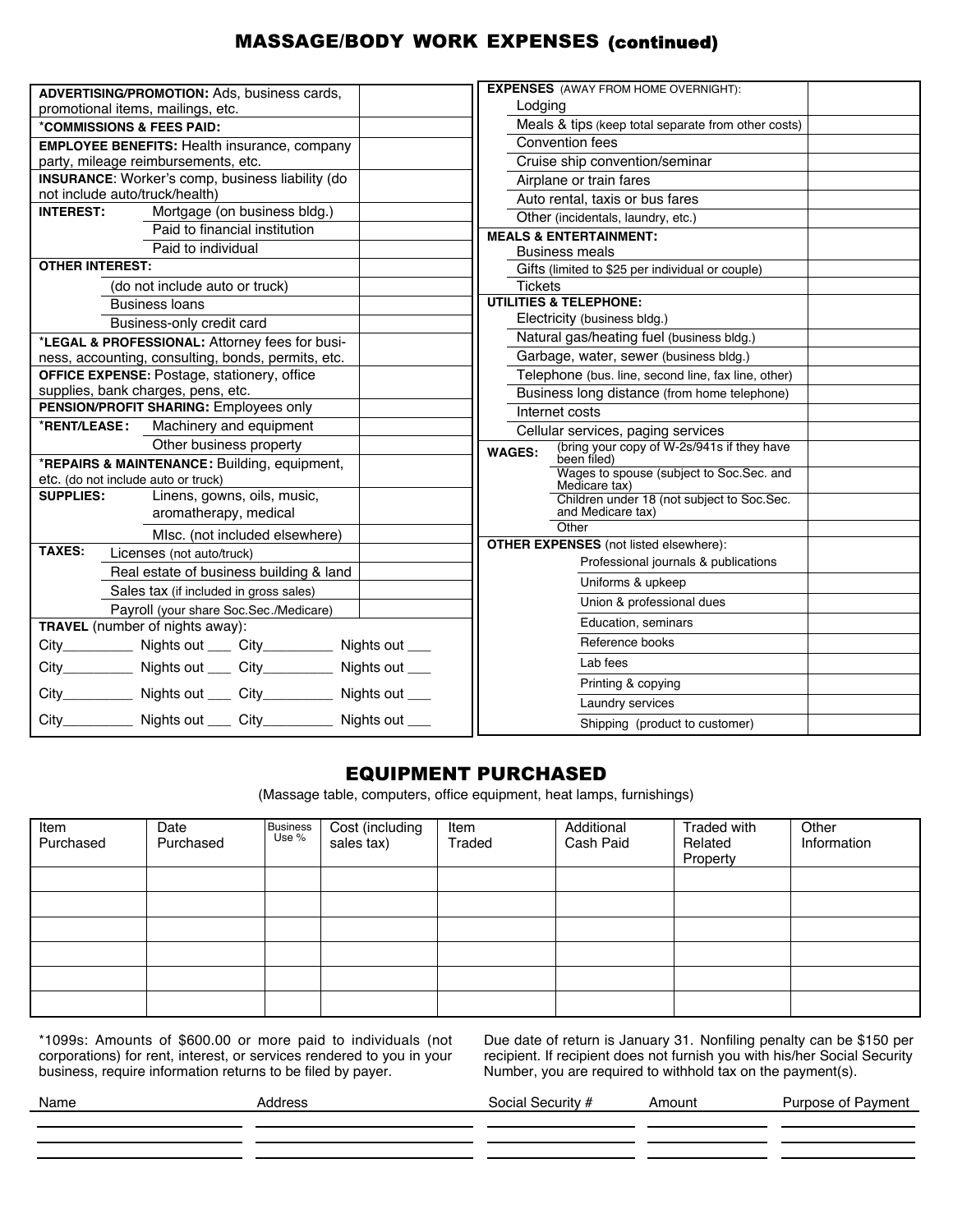# MASSAGE/BODY WORK EXPENSES (continued)

| | | |
|---|---|---|
| **ADVERTISING/PROMOTION:** Ads, business cards, promotional items, mailings, etc. | | |
| ***COMMISSIONS & FEES PAID:** | | |
| **EMPLOYEE BENEFITS:** Health insurance, company party, mileage reimbursements, etc. | | |
| **INSURANCE**: Worker's comp, business liability (do not include auto/truck/health) | | |
| **INTEREST:** | Mortgage (on business bldg.) | |
| | Paid to financial institution | |
| | Paid to individual | |
| **OTHER INTEREST:** | | |
| | (do not include auto or truck) | |
| | Business loans | |
| | Business-only credit card | |
| ***LEGAL & PROFESSIONAL:** Attorney fees for business, accounting, consulting, bonds, permits, etc. | | |
| **OFFICE EXPENSE:** Postage, stationery, office supplies, bank charges, pens, etc. | | |
| **PENSION/PROFIT SHARING:** Employees only | | |
| ***RENT/LEASE:** | Machinery and equipment | |
| | Other business property | |
| ***REPAIRS & MAINTENANCE:** Building, equipment, etc. (do not include auto or truck) | | |
| **SUPPLIES:** | Linens, gowns, oils, music, aromatherapy, medical | |
| | MIsc. (not included elsewhere) | |
| **TAXES:** | Licenses (not auto/truck) | |
| | Real estate of business building & land | |
| | Sales tax (if included in gross sales) | |
| | Payroll (your share Soc.Sec./Medicare) | |

**TRAVEL** (number of nights away):

City_________ Nights out ___ City_________ Nights out ___

City_________ Nights out ___ City_________ Nights out ___

City_________ Nights out ___ City_________ Nights out ___

City_________ Nights out ___ City_________ Nights out ___

| | | |
|---|---|---|
| **EXPENSES** (AWAY FROM HOME OVERNIGHT): | Lodging | |
| | Meals & tips (keep total separate from other costs) | |
| | Convention fees | |
| | Cruise ship convention/seminar | |
| | Airplane or train fares | |
| | Auto rental, taxis or bus fares | |
| | Other (incidentals, laundry, etc.) | |
| **MEALS & ENTERTAINMENT:** | Business meals | |
| | Gifts (limited to $25 per individual or couple) | |
| | Tickets | |
| **UTILITIES & TELEPHONE:** | Electricity (business bldg.) | |
| | Natural gas/heating fuel (business bldg.) | |
| | Garbage, water, sewer (business bldg.) | |
| | Telephone (bus. line, second line, fax line, other) | |
| | Business long distance (from home telephone) | |
| | Internet costs | |
| | Cellular services, paging services | |
| **WAGES:** | (bring your copy of W-2s/941s if they have been filed) | |
| | Wages to spouse (subject to Soc.Sec. and Medicare tax) | |
| | Children under 18 (not subject to Soc.Sec. and Medicare tax) | |
| | Other | |
| **OTHER EXPENSES** (not listed elsewhere): | Professional journals & publications | |
| | Uniforms & upkeep | |
| | Union & professional dues | |
| | Education, seminars | |
| | Reference books | |
| | Lab fees | |
| | Printing & copying | |
| | Laundry services | |
| | Shipping (product to customer) | |

## EQUIPMENT PURCHASED

(Massage table, computers, office equipment, heat lamps, furnishings)

| Item Purchased | Date Purchased | Business Use % | Cost (including sales tax) | Item Traded | Additional Cash Paid | Traded with Related Property | Other Information |
|---|---|---|---|---|---|---|---|
| | | | | | | | |
| | | | | | | | |
| | | | | | | | |
| | | | | | | | |
| | | | | | | | |
| | | | | | | | |

*1099s: Amounts of $600.00 or more paid to individuals (not corporations) for rent, interest, or services rendered to you in your business, require information returns to be filed by payer.

Due date of return is January 31. Nonfiling penalty can be $150 per recipient. If recipient does not furnish you with his/her Social Security Number, you are required to withhold tax on the payment(s).

| Name | Address | Social Security # | Amount | Purpose of Payment |
|---|---|---|---|---|
| | | | | |
| | | | | |
| | | | | |